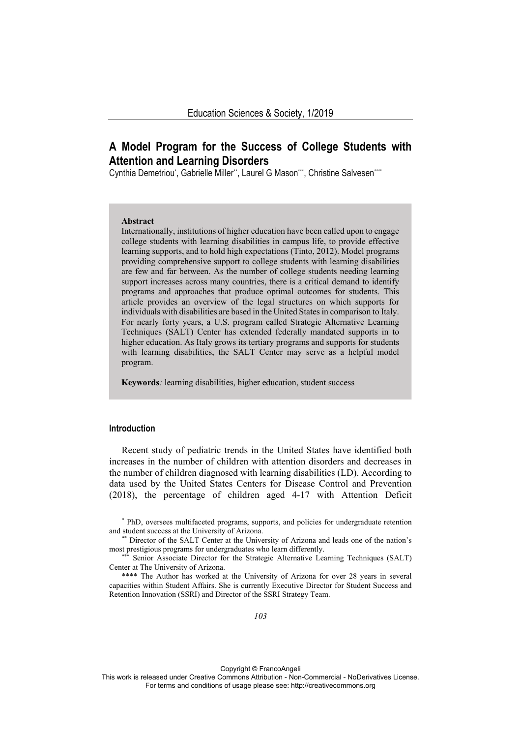# A Model Program for the Success of College Students with Attention and Learning Disorders

Cynthia Demetriou[*], Gabrielle Miller[**], Laurel G Mason[***], Christine Salvesen[****]

**Abstract**

Internationally, institutions of higher education have been called upon to engage college students with learning disabilities in campus life, to provide effective learning supports, and to hold high expectations (Tinto, 2012). Model programs providing comprehensive support to college students with learning disabilities are few and far between. As the number of college students needing learning support increases across many countries, there is a critical demand to identify programs and approaches that produce optimal outcomes for students. This article provides an overview of the legal structures on which supports for individuals with disabilities are based in the United States in comparison to Italy. For nearly forty years, a U.S. program called Strategic Alternative Learning Techniques (SALT) Center has extended federally mandated supports in to higher education. As Italy grows its tertiary programs and supports for students with learning disabilities, the SALT Center may serve as a helpful model program.

**Keywords***:* learning disabilities, higher education, student success

## Introduction

Recent study of pediatric trends in the United States have identified both increases in the number of children with attention disorders and decreases in the number of children diagnosed with learning disabilities (LD). According to data used by the United States Centers for Disease Control and Prevention (2018), the percentage of children aged 4-17 with Attention Deficit

[*] PhD, oversees multifaceted programs, supports, and policies for undergraduate retention and student success at the University of Arizona.

[**] Director of the SALT Center at the University of Arizona and leads one of the nation's most prestigious programs for undergraduates who learn differently.

[***] Senior Associate Director for the Strategic Alternative Learning Techniques (SALT) Center at The University of Arizona.

[****] The Author has worked at the University of Arizona for over 28 years in several capacities within Student Affairs. She is currently Executive Director for Student Success and Retention Innovation (SSRI) and Director of the SSRI Strategy Team.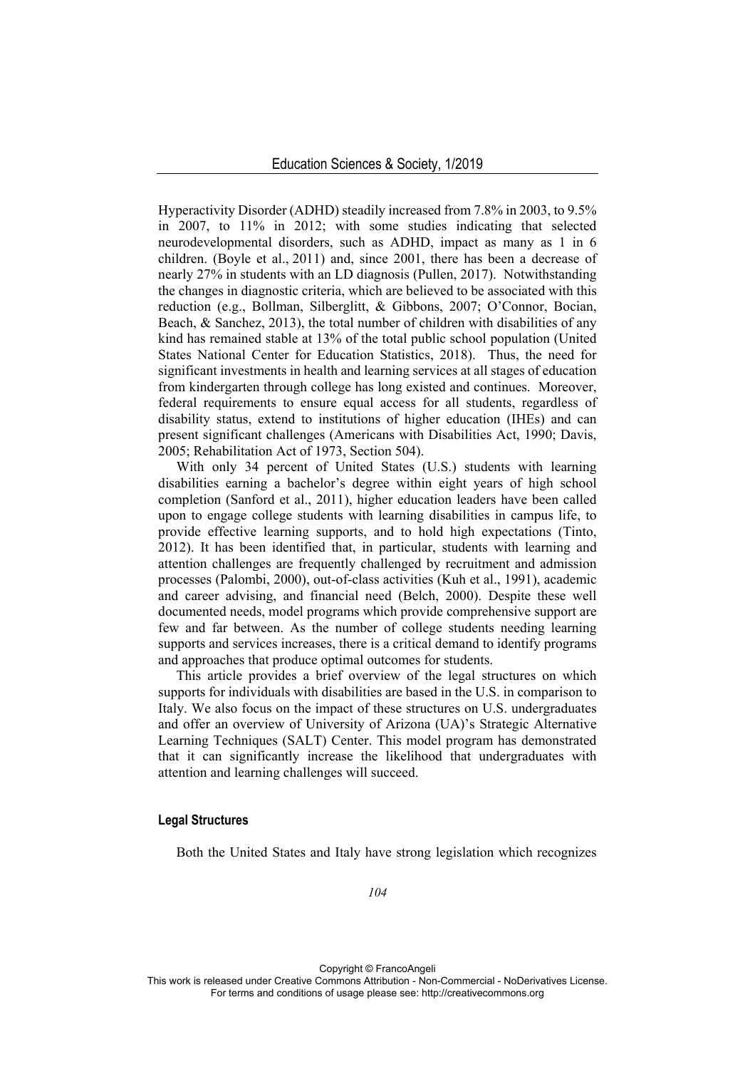Hyperactivity Disorder (ADHD) steadily increased from 7.8% in 2003, to 9.5% in 2007, to 11% in 2012; with some studies indicating that selected neurodevelopmental disorders, such as ADHD, impact as many as 1 in 6 children. (Boyle et al., 2011) and, since 2001, there has been a decrease of nearly 27% in students with an LD diagnosis (Pullen, 2017). Notwithstanding the changes in diagnostic criteria, which are believed to be associated with this reduction (e.g., Bollman, Silberglitt, & Gibbons, 2007; O'Connor, Bocian, Beach, & Sanchez, 2013), the total number of children with disabilities of any kind has remained stable at 13% of the total public school population (United States National Center for Education Statistics, 2018). Thus, the need for significant investments in health and learning services at all stages of education from kindergarten through college has long existed and continues. Moreover, federal requirements to ensure equal access for all students, regardless of disability status, extend to institutions of higher education (IHEs) and can present significant challenges (Americans with Disabilities Act, 1990; Davis, 2005; Rehabilitation Act of 1973, Section 504).

With only 34 percent of United States (U.S.) students with learning disabilities earning a bachelor's degree within eight years of high school completion (Sanford et al., 2011), higher education leaders have been called upon to engage college students with learning disabilities in campus life, to provide effective learning supports, and to hold high expectations (Tinto, 2012). It has been identified that, in particular, students with learning and attention challenges are frequently challenged by recruitment and admission processes (Palombi, 2000), out-of-class activities (Kuh et al., 1991), academic and career advising, and financial need (Belch, 2000). Despite these well documented needs, model programs which provide comprehensive support are few and far between. As the number of college students needing learning supports and services increases, there is a critical demand to identify programs and approaches that produce optimal outcomes for students.

This article provides a brief overview of the legal structures on which supports for individuals with disabilities are based in the U.S. in comparison to Italy. We also focus on the impact of these structures on U.S. undergraduates and offer an overview of University of Arizona (UA)'s Strategic Alternative Learning Techniques (SALT) Center. This model program has demonstrated that it can significantly increase the likelihood that undergraduates with attention and learning challenges will succeed.

#### Legal Structures

Both the United States and Italy have strong legislation which recognizes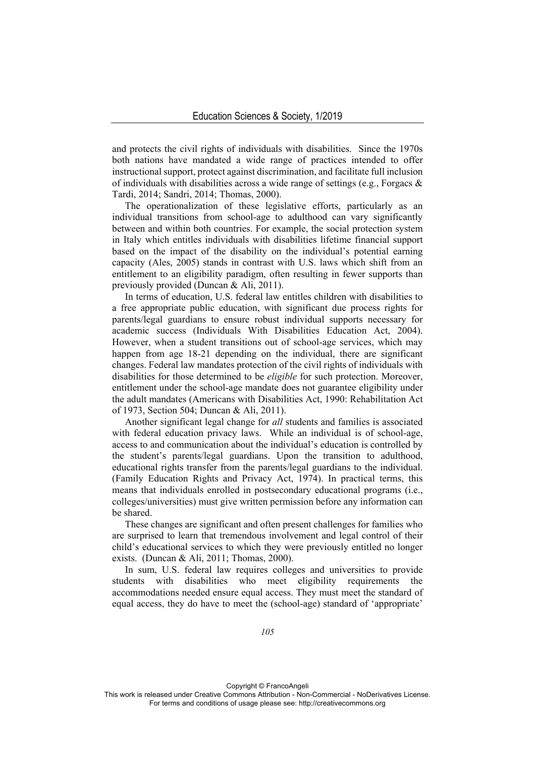and protects the civil rights of individuals with disabilities. Since the 1970s both nations have mandated a wide range of practices intended to offer instructional support, protect against discrimination, and facilitate full inclusion of individuals with disabilities across a wide range of settings (e.g., Forgacs & Tardi, 2014; Sandri, 2014; Thomas, 2000).

The operationalization of these legislative efforts, particularly as an individual transitions from school-age to adulthood can vary significantly between and within both countries. For example, the social protection system in Italy which entitles individuals with disabilities lifetime financial support based on the impact of the disability on the individual's potential earning capacity (Ales, 2005) stands in contrast with U.S. laws which shift from an entitlement to an eligibility paradigm, often resulting in fewer supports than previously provided (Duncan & Ali, 2011).

In terms of education, U.S. federal law entitles children with disabilities to a free appropriate public education, with significant due process rights for parents/legal guardians to ensure robust individual supports necessary for academic success (Individuals With Disabilities Education Act, 2004). However, when a student transitions out of school-age services, which may happen from age 18-21 depending on the individual, there are significant changes. Federal law mandates protection of the civil rights of individuals with disabilities for those determined to be *eligible* for such protection. Moreover, entitlement under the school-age mandate does not guarantee eligibility under the adult mandates (Americans with Disabilities Act, 1990: Rehabilitation Act of 1973, Section 504; Duncan & Ali, 2011).

Another significant legal change for *all* students and families is associated with federal education privacy laws. While an individual is of school-age, access to and communication about the individual's education is controlled by the student's parents/legal guardians. Upon the transition to adulthood, educational rights transfer from the parents/legal guardians to the individual. (Family Education Rights and Privacy Act, 1974). In practical terms, this means that individuals enrolled in postsecondary educational programs (i.e., colleges/universities) must give written permission before any information can be shared.

These changes are significant and often present challenges for families who are surprised to learn that tremendous involvement and legal control of their child's educational services to which they were previously entitled no longer exists. (Duncan & Ali, 2011; Thomas, 2000).

In sum, U.S. federal law requires colleges and universities to provide students with disabilities who meet eligibility requirements the accommodations needed ensure equal access. They must meet the standard of equal access, they do have to meet the (school-age) standard of 'appropriate'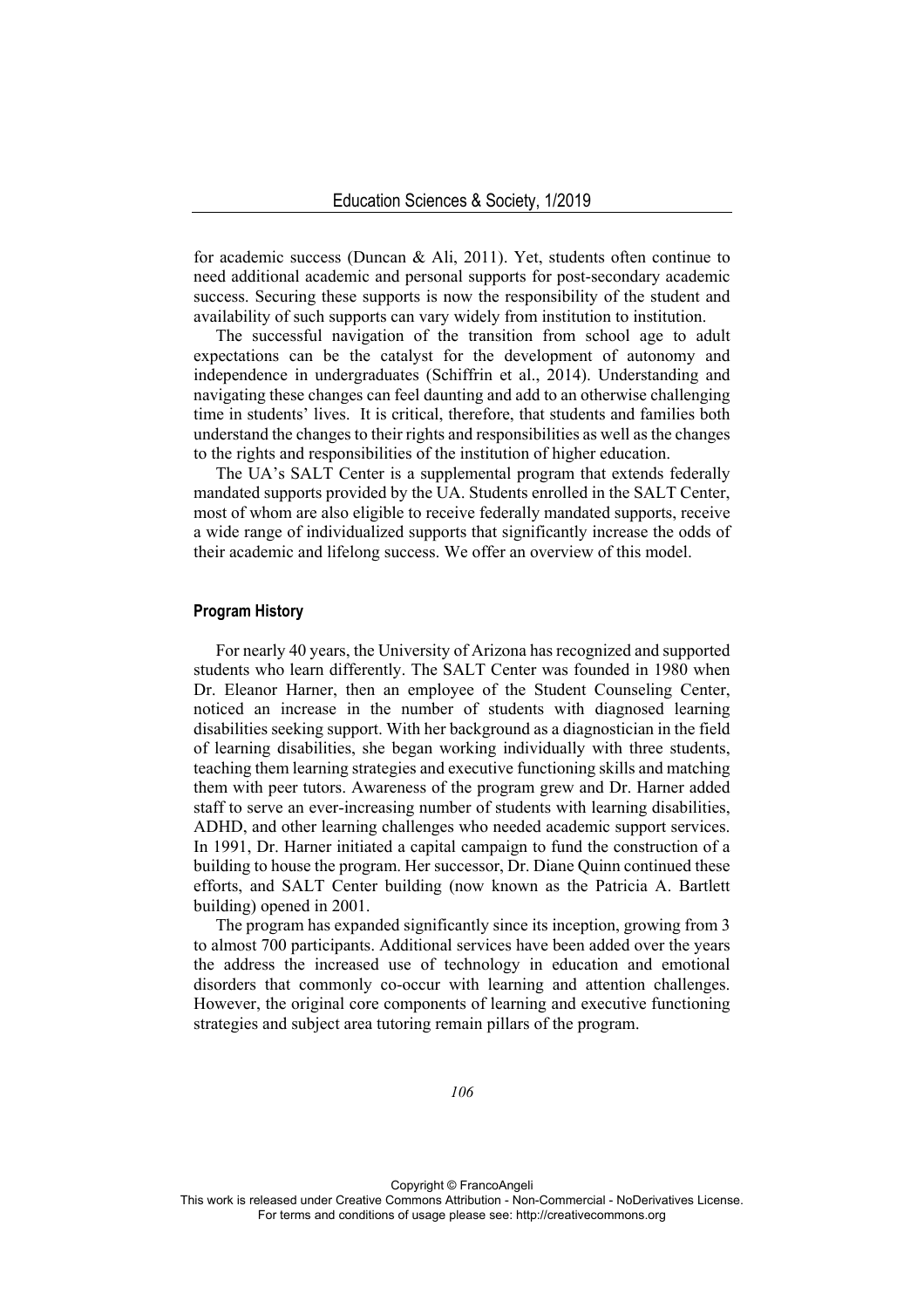for academic success (Duncan & Ali, 2011). Yet, students often continue to need additional academic and personal supports for post-secondary academic success. Securing these supports is now the responsibility of the student and availability of such supports can vary widely from institution to institution.

The successful navigation of the transition from school age to adult expectations can be the catalyst for the development of autonomy and independence in undergraduates (Schiffrin et al., 2014). Understanding and navigating these changes can feel daunting and add to an otherwise challenging time in students' lives. It is critical, therefore, that students and families both understand the changes to their rights and responsibilities as well as the changes to the rights and responsibilities of the institution of higher education.

The UA's SALT Center is a supplemental program that extends federally mandated supports provided by the UA. Students enrolled in the SALT Center, most of whom are also eligible to receive federally mandated supports, receive a wide range of individualized supports that significantly increase the odds of their academic and lifelong success. We offer an overview of this model.

## Program History

For nearly 40 years, the University of Arizona has recognized and supported students who learn differently. The SALT Center was founded in 1980 when Dr. Eleanor Harner, then an employee of the Student Counseling Center, noticed an increase in the number of students with diagnosed learning disabilities seeking support. With her background as a diagnostician in the field of learning disabilities, she began working individually with three students, teaching them learning strategies and executive functioning skills and matching them with peer tutors. Awareness of the program grew and Dr. Harner added staff to serve an ever-increasing number of students with learning disabilities, ADHD, and other learning challenges who needed academic support services. In 1991, Dr. Harner initiated a capital campaign to fund the construction of a building to house the program. Her successor, Dr. Diane Quinn continued these efforts, and SALT Center building (now known as the Patricia A. Bartlett building) opened in 2001.

The program has expanded significantly since its inception, growing from 3 to almost 700 participants. Additional services have been added over the years the address the increased use of technology in education and emotional disorders that commonly co-occur with learning and attention challenges. However, the original core components of learning and executive functioning strategies and subject area tutoring remain pillars of the program.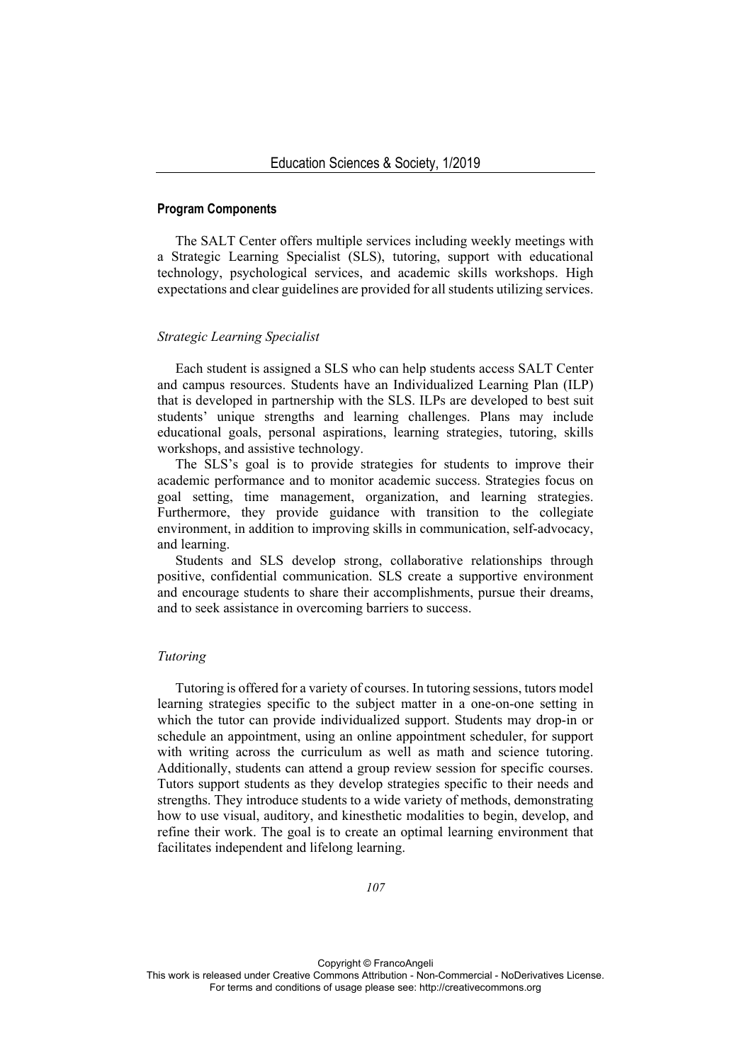## Program Components

The SALT Center offers multiple services including weekly meetings with a Strategic Learning Specialist (SLS), tutoring, support with educational technology, psychological services, and academic skills workshops. High expectations and clear guidelines are provided for all students utilizing services.

### *Strategic Learning Specialist*

Each student is assigned a SLS who can help students access SALT Center and campus resources. Students have an Individualized Learning Plan (ILP) that is developed in partnership with the SLS. ILPs are developed to best suit students' unique strengths and learning challenges. Plans may include educational goals, personal aspirations, learning strategies, tutoring, skills workshops, and assistive technology.

The SLS's goal is to provide strategies for students to improve their academic performance and to monitor academic success. Strategies focus on goal setting, time management, organization, and learning strategies. Furthermore, they provide guidance with transition to the collegiate environment, in addition to improving skills in communication, self-advocacy, and learning.

Students and SLS develop strong, collaborative relationships through positive, confidential communication. SLS create a supportive environment and encourage students to share their accomplishments, pursue their dreams, and to seek assistance in overcoming barriers to success.

### *Tutoring*

Tutoring is offered for a variety of courses. In tutoring sessions, tutors model learning strategies specific to the subject matter in a one-on-one setting in which the tutor can provide individualized support. Students may drop-in or schedule an appointment, using an online appointment scheduler, for support with writing across the curriculum as well as math and science tutoring. Additionally, students can attend a group review session for specific courses. Tutors support students as they develop strategies specific to their needs and strengths. They introduce students to a wide variety of methods, demonstrating how to use visual, auditory, and kinesthetic modalities to begin, develop, and refine their work. The goal is to create an optimal learning environment that facilitates independent and lifelong learning.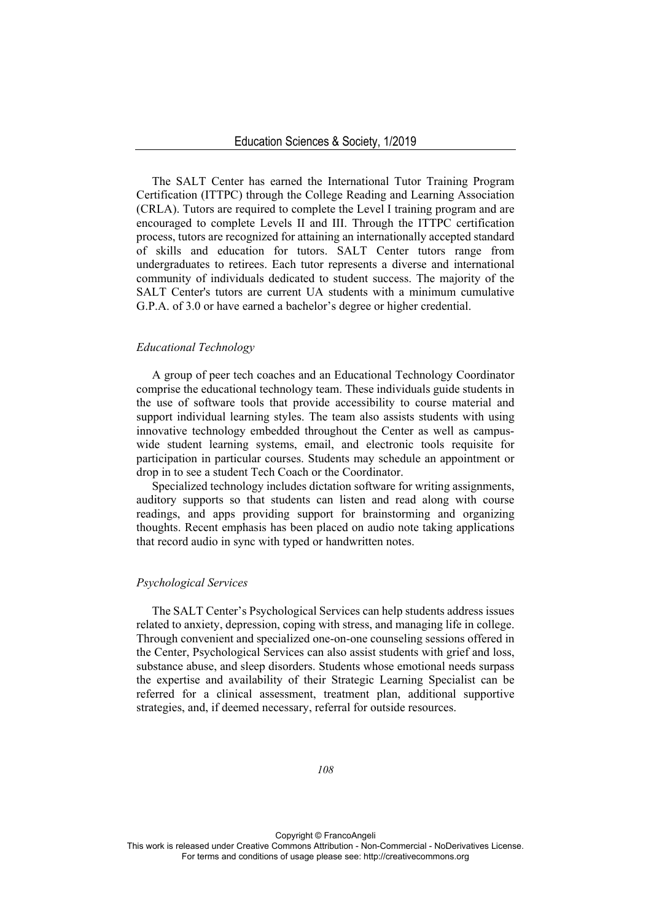The SALT Center has earned the International Tutor Training Program Certification (ITTPC) through the College Reading and Learning Association (CRLA). Tutors are required to complete the Level I training program and are encouraged to complete Levels II and III. Through the ITTPC certification process, tutors are recognized for attaining an internationally accepted standard of skills and education for tutors. SALT Center tutors range from undergraduates to retirees. Each tutor represents a diverse and international community of individuals dedicated to student success. The majority of the SALT Center's tutors are current UA students with a minimum cumulative G.P.A. of 3.0 or have earned a bachelor's degree or higher credential.

*Educational Technology*

A group of peer tech coaches and an Educational Technology Coordinator comprise the educational technology team. These individuals guide students in the use of software tools that provide accessibility to course material and support individual learning styles. The team also assists students with using innovative technology embedded throughout the Center as well as campus-wide student learning systems, email, and electronic tools requisite for participation in particular courses. Students may schedule an appointment or drop in to see a student Tech Coach or the Coordinator.

Specialized technology includes dictation software for writing assignments, auditory supports so that students can listen and read along with course readings, and apps providing support for brainstorming and organizing thoughts. Recent emphasis has been placed on audio note taking applications that record audio in sync with typed or handwritten notes.

*Psychological Services*

The SALT Center's Psychological Services can help students address issues related to anxiety, depression, coping with stress, and managing life in college. Through convenient and specialized one-on-one counseling sessions offered in the Center, Psychological Services can also assist students with grief and loss, substance abuse, and sleep disorders. Students whose emotional needs surpass the expertise and availability of their Strategic Learning Specialist can be referred for a clinical assessment, treatment plan, additional supportive strategies, and, if deemed necessary, referral for outside resources.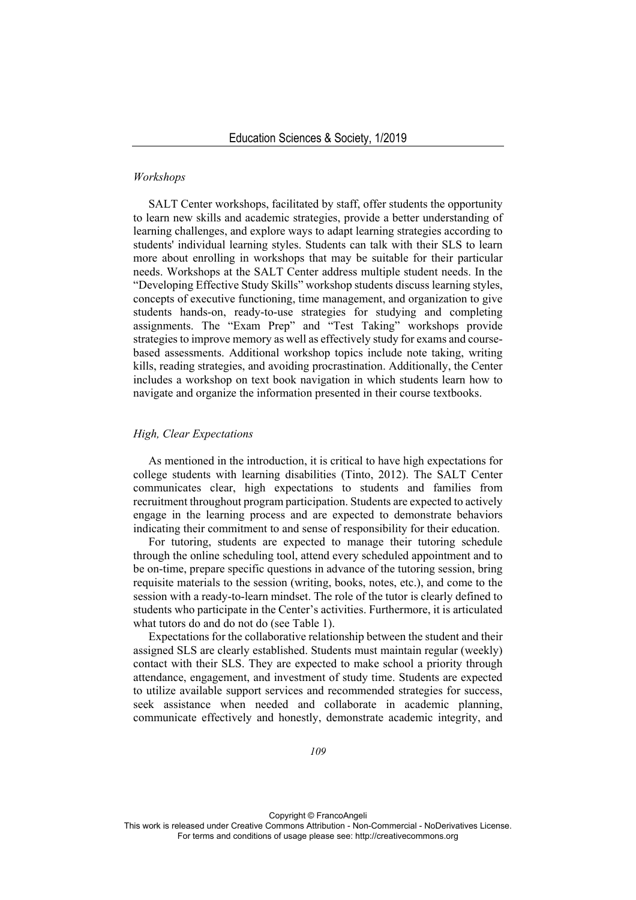### *Workshops*

SALT Center workshops, facilitated by staff, offer students the opportunity to learn new skills and academic strategies, provide a better understanding of learning challenges, and explore ways to adapt learning strategies according to students' individual learning styles. Students can talk with their SLS to learn more about enrolling in workshops that may be suitable for their particular needs. Workshops at the SALT Center address multiple student needs. In the "Developing Effective Study Skills" workshop students discuss learning styles, concepts of executive functioning, time management, and organization to give students hands-on, ready-to-use strategies for studying and completing assignments. The "Exam Prep" and "Test Taking" workshops provide strategies to improve memory as well as effectively study for exams and course-based assessments. Additional workshop topics include note taking, writing kills, reading strategies, and avoiding procrastination. Additionally, the Center includes a workshop on text book navigation in which students learn how to navigate and organize the information presented in their course textbooks.

### *High, Clear Expectations*

As mentioned in the introduction, it is critical to have high expectations for college students with learning disabilities (Tinto, 2012). The SALT Center communicates clear, high expectations to students and families from recruitment throughout program participation. Students are expected to actively engage in the learning process and are expected to demonstrate behaviors indicating their commitment to and sense of responsibility for their education.

For tutoring, students are expected to manage their tutoring schedule through the online scheduling tool, attend every scheduled appointment and to be on-time, prepare specific questions in advance of the tutoring session, bring requisite materials to the session (writing, books, notes, etc.), and come to the session with a ready-to-learn mindset. The role of the tutor is clearly defined to students who participate in the Center's activities. Furthermore, it is articulated what tutors do and do not do (see Table 1).

Expectations for the collaborative relationship between the student and their assigned SLS are clearly established. Students must maintain regular (weekly) contact with their SLS. They are expected to make school a priority through attendance, engagement, and investment of study time. Students are expected to utilize available support services and recommended strategies for success, seek assistance when needed and collaborate in academic planning, communicate effectively and honestly, demonstrate academic integrity, and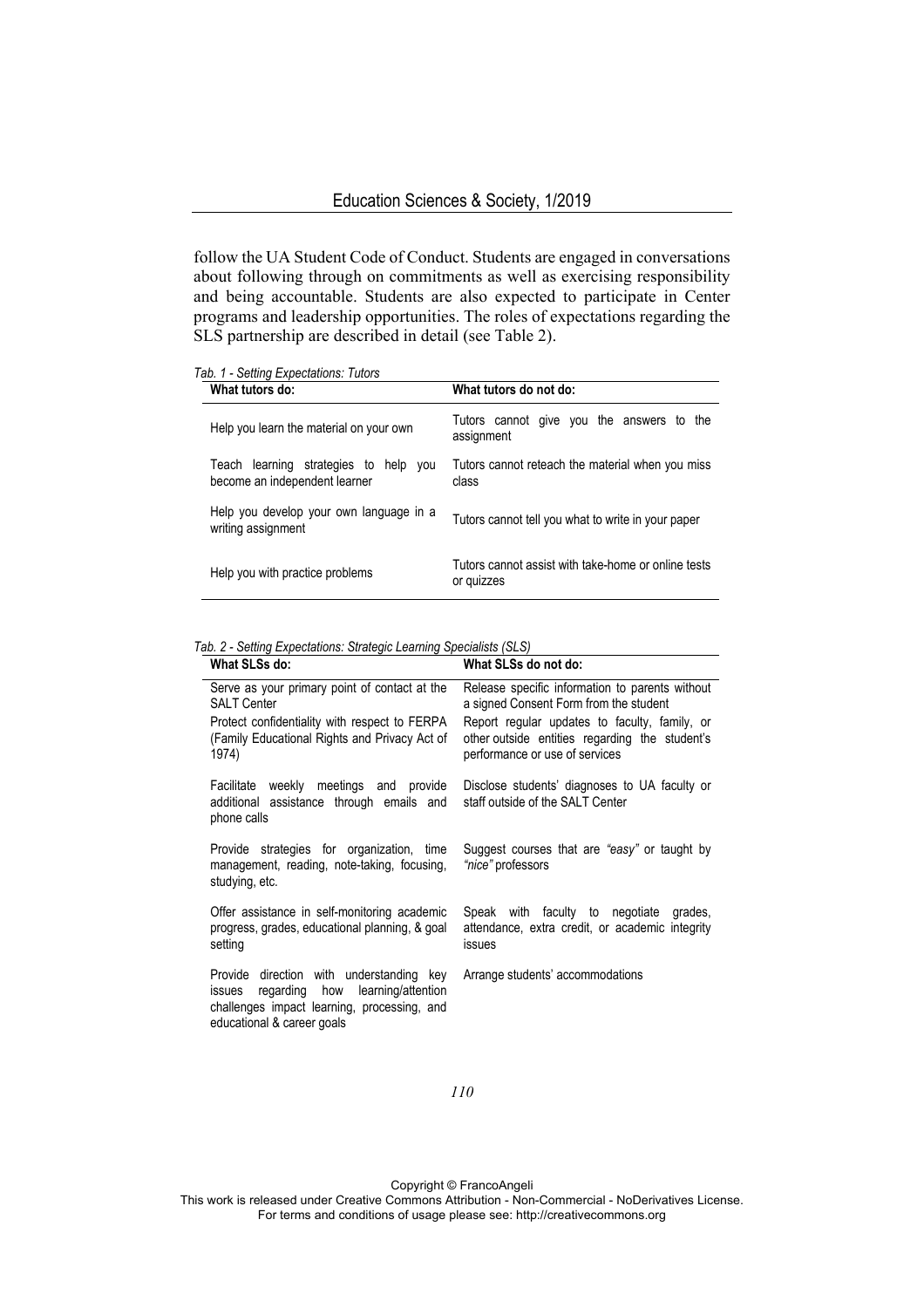follow the UA Student Code of Conduct. Students are engaged in conversations about following through on commitments as well as exercising responsibility and being accountable. Students are also expected to participate in Center programs and leadership opportunities. The roles of expectations regarding the SLS partnership are described in detail (see Table 2).

*Tab. 1 - Setting Expectations: Tutors*

| What tutors do: | What tutors do not do: |
|---|---|
| Help you learn the material on your own | Tutors cannot give you the answers to the assignment |
| Teach learning strategies to help you become an independent learner | Tutors cannot reteach the material when you miss class |
| Help you develop your own language in a writing assignment | Tutors cannot tell you what to write in your paper |
| Help you with practice problems | Tutors cannot assist with take-home or online tests or quizzes |

*Tab. 2 - Setting Expectations: Strategic Learning Specialists (SLS)*

| What SLSs do: | What SLSs do not do: |
|---|---|
| Serve as your primary point of contact at the SALT Center | Release specific information to parents without a signed Consent Form from the student |
| Protect confidentiality with respect to FERPA (Family Educational Rights and Privacy Act of 1974) | Report regular updates to faculty, family, or other outside entities regarding the student's performance or use of services |
| Facilitate weekly meetings and provide additional assistance through emails and phone calls | Disclose students' diagnoses to UA faculty or staff outside of the SALT Center |
| Provide strategies for organization, time management, reading, note-taking, focusing, studying, etc. | Suggest courses that are *"easy"* or taught by *"nice"* professors |
| Offer assistance in self-monitoring academic progress, grades, educational planning, & goal setting | Speak with faculty to negotiate grades, attendance, extra credit, or academic integrity issues |
| Provide direction with understanding key issues regarding how learning/attention challenges impact learning, processing, and educational & career goals | Arrange students' accommodations |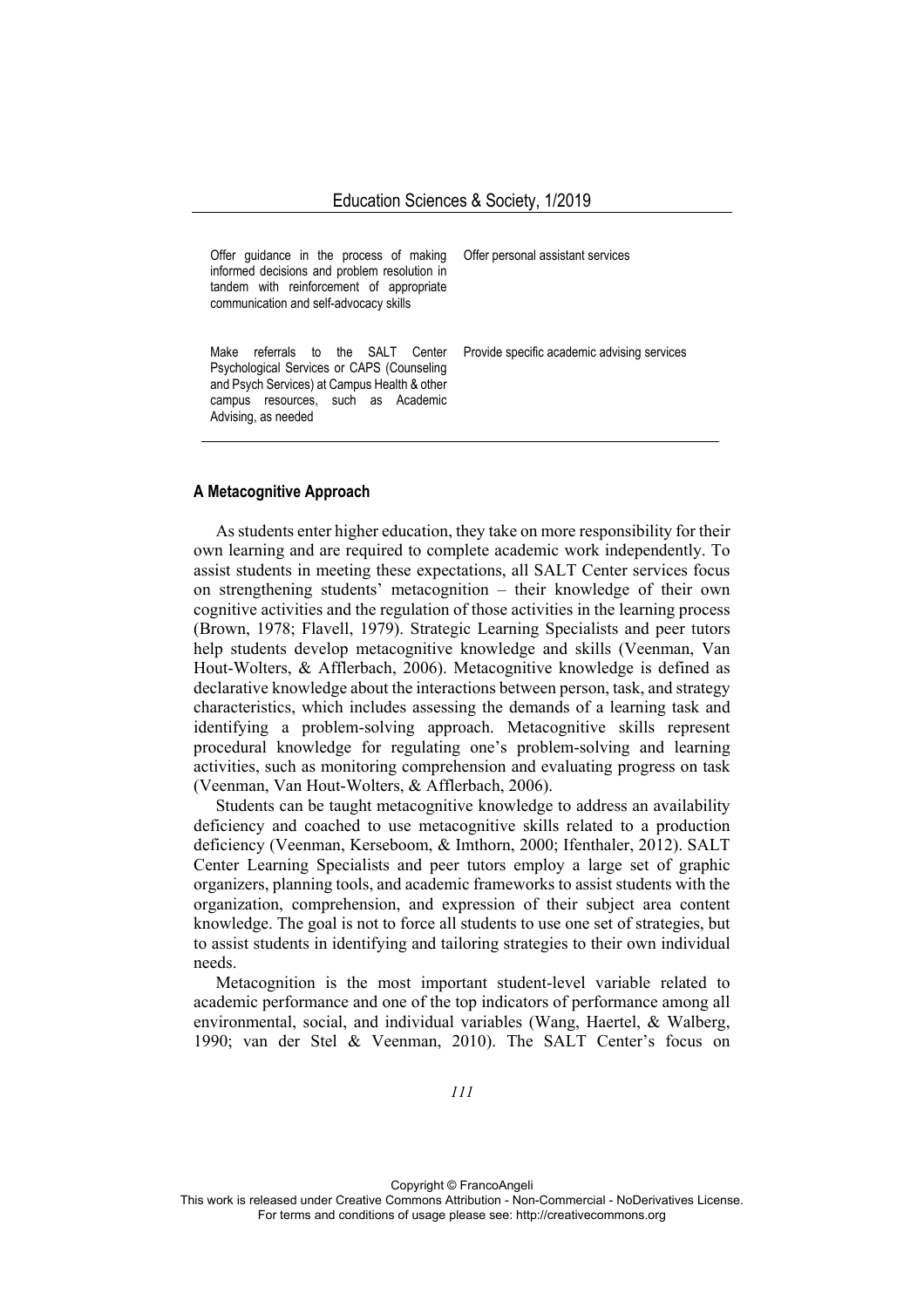| | |
|---|---|
| Offer guidance in the process of making informed decisions and problem resolution in tandem with reinforcement of appropriate communication and self-advocacy skills | Offer personal assistant services |
| Make referrals to the SALT Center Psychological Services or CAPS (Counseling and Psych Services) at Campus Health & other campus resources, such as Academic Advising, as needed | Provide specific academic advising services |

#### A Metacognitive Approach

As students enter higher education, they take on more responsibility for their own learning and are required to complete academic work independently. To assist students in meeting these expectations, all SALT Center services focus on strengthening students' metacognition – their knowledge of their own cognitive activities and the regulation of those activities in the learning process (Brown, 1978; Flavell, 1979). Strategic Learning Specialists and peer tutors help students develop metacognitive knowledge and skills (Veenman, Van Hout-Wolters, & Afflerbach, 2006). Metacognitive knowledge is defined as declarative knowledge about the interactions between person, task, and strategy characteristics, which includes assessing the demands of a learning task and identifying a problem-solving approach. Metacognitive skills represent procedural knowledge for regulating one's problem-solving and learning activities, such as monitoring comprehension and evaluating progress on task (Veenman, Van Hout-Wolters, & Afflerbach, 2006).

Students can be taught metacognitive knowledge to address an availability deficiency and coached to use metacognitive skills related to a production deficiency (Veenman, Kerseboom, & Imthorn, 2000; Ifenthaler, 2012). SALT Center Learning Specialists and peer tutors employ a large set of graphic organizers, planning tools, and academic frameworks to assist students with the organization, comprehension, and expression of their subject area content knowledge. The goal is not to force all students to use one set of strategies, but to assist students in identifying and tailoring strategies to their own individual needs.

Metacognition is the most important student-level variable related to academic performance and one of the top indicators of performance among all environmental, social, and individual variables (Wang, Haertel, & Walberg, 1990; van der Stel & Veenman, 2010). The SALT Center's focus on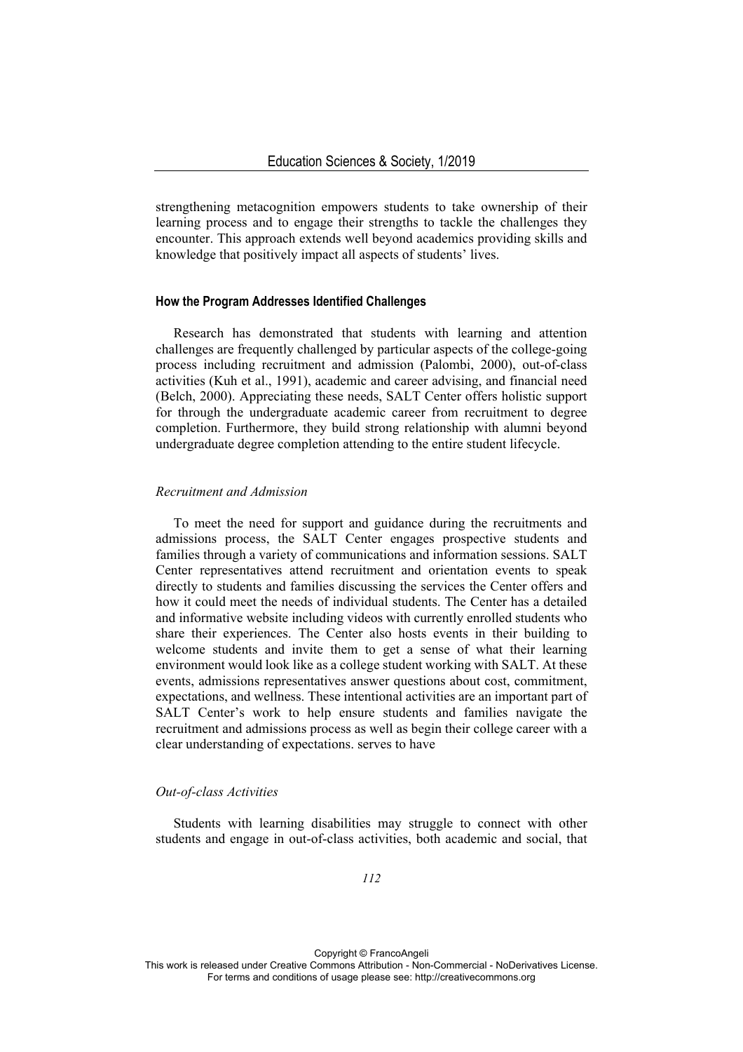strengthening metacognition empowers students to take ownership of their learning process and to engage their strengths to tackle the challenges they encounter. This approach extends well beyond academics providing skills and knowledge that positively impact all aspects of students' lives.

### How the Program Addresses Identified Challenges

Research has demonstrated that students with learning and attention challenges are frequently challenged by particular aspects of the college-going process including recruitment and admission (Palombi, 2000), out-of-class activities (Kuh et al., 1991), academic and career advising, and financial need (Belch, 2000). Appreciating these needs, SALT Center offers holistic support for through the undergraduate academic career from recruitment to degree completion. Furthermore, they build strong relationship with alumni beyond undergraduate degree completion attending to the entire student lifecycle.

#### *Recruitment and Admission*

To meet the need for support and guidance during the recruitments and admissions process, the SALT Center engages prospective students and families through a variety of communications and information sessions. SALT Center representatives attend recruitment and orientation events to speak directly to students and families discussing the services the Center offers and how it could meet the needs of individual students. The Center has a detailed and informative website including videos with currently enrolled students who share their experiences. The Center also hosts events in their building to welcome students and invite them to get a sense of what their learning environment would look like as a college student working with SALT. At these events, admissions representatives answer questions about cost, commitment, expectations, and wellness. These intentional activities are an important part of SALT Center's work to help ensure students and families navigate the recruitment and admissions process as well as begin their college career with a clear understanding of expectations. serves to have

#### *Out-of-class Activities*

Students with learning disabilities may struggle to connect with other students and engage in out-of-class activities, both academic and social, that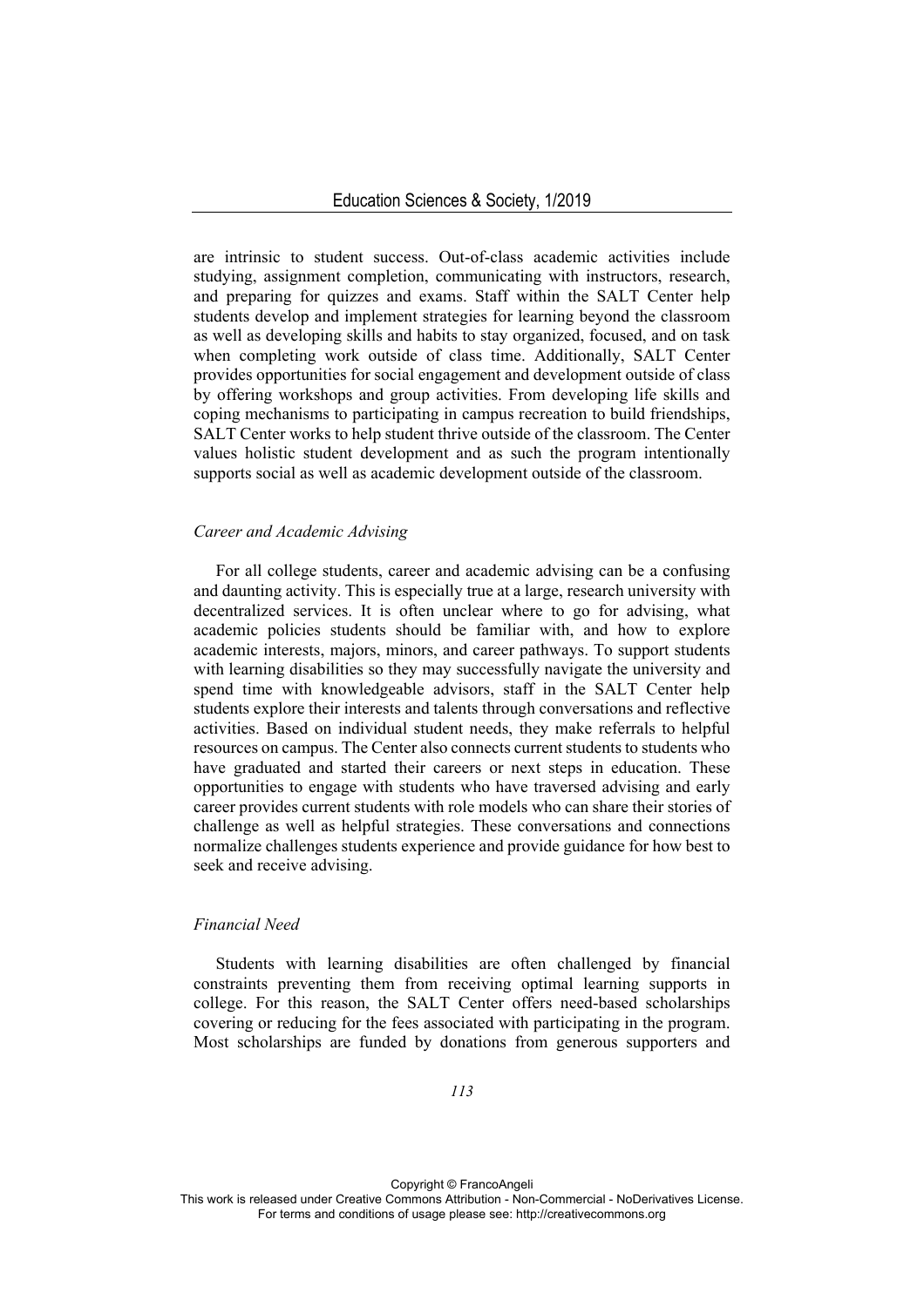are intrinsic to student success. Out-of-class academic activities include studying, assignment completion, communicating with instructors, research, and preparing for quizzes and exams. Staff within the SALT Center help students develop and implement strategies for learning beyond the classroom as well as developing skills and habits to stay organized, focused, and on task when completing work outside of class time. Additionally, SALT Center provides opportunities for social engagement and development outside of class by offering workshops and group activities. From developing life skills and coping mechanisms to participating in campus recreation to build friendships, SALT Center works to help student thrive outside of the classroom. The Center values holistic student development and as such the program intentionally supports social as well as academic development outside of the classroom.

### *Career and Academic Advising*

For all college students, career and academic advising can be a confusing and daunting activity. This is especially true at a large, research university with decentralized services. It is often unclear where to go for advising, what academic policies students should be familiar with, and how to explore academic interests, majors, minors, and career pathways. To support students with learning disabilities so they may successfully navigate the university and spend time with knowledgeable advisors, staff in the SALT Center help students explore their interests and talents through conversations and reflective activities. Based on individual student needs, they make referrals to helpful resources on campus. The Center also connects current students to students who have graduated and started their careers or next steps in education. These opportunities to engage with students who have traversed advising and early career provides current students with role models who can share their stories of challenge as well as helpful strategies. These conversations and connections normalize challenges students experience and provide guidance for how best to seek and receive advising.

### *Financial Need*

Students with learning disabilities are often challenged by financial constraints preventing them from receiving optimal learning supports in college. For this reason, the SALT Center offers need-based scholarships covering or reducing for the fees associated with participating in the program. Most scholarships are funded by donations from generous supporters and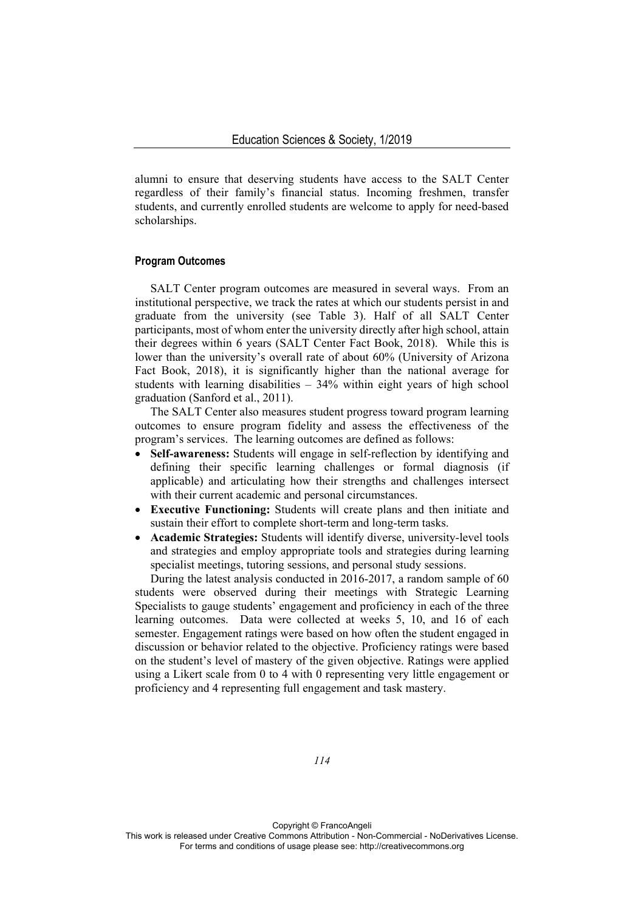alumni to ensure that deserving students have access to the SALT Center regardless of their family's financial status. Incoming freshmen, transfer students, and currently enrolled students are welcome to apply for need-based scholarships.

#### Program Outcomes

SALT Center program outcomes are measured in several ways. From an institutional perspective, we track the rates at which our students persist in and graduate from the university (see Table 3). Half of all SALT Center participants, most of whom enter the university directly after high school, attain their degrees within 6 years (SALT Center Fact Book, 2018). While this is lower than the university's overall rate of about 60% (University of Arizona Fact Book, 2018), it is significantly higher than the national average for students with learning disabilities – 34% within eight years of high school graduation (Sanford et al., 2011).

The SALT Center also measures student progress toward program learning outcomes to ensure program fidelity and assess the effectiveness of the program's services. The learning outcomes are defined as follows:

- **Self-awareness:** Students will engage in self-reflection by identifying and defining their specific learning challenges or formal diagnosis (if applicable) and articulating how their strengths and challenges intersect with their current academic and personal circumstances.
- **Executive Functioning:** Students will create plans and then initiate and sustain their effort to complete short-term and long-term tasks.
- **Academic Strategies:** Students will identify diverse, university-level tools and strategies and employ appropriate tools and strategies during learning specialist meetings, tutoring sessions, and personal study sessions.

During the latest analysis conducted in 2016-2017, a random sample of 60 students were observed during their meetings with Strategic Learning Specialists to gauge students' engagement and proficiency in each of the three learning outcomes. Data were collected at weeks 5, 10, and 16 of each semester. Engagement ratings were based on how often the student engaged in discussion or behavior related to the objective. Proficiency ratings were based on the student's level of mastery of the given objective. Ratings were applied using a Likert scale from 0 to 4 with 0 representing very little engagement or proficiency and 4 representing full engagement and task mastery.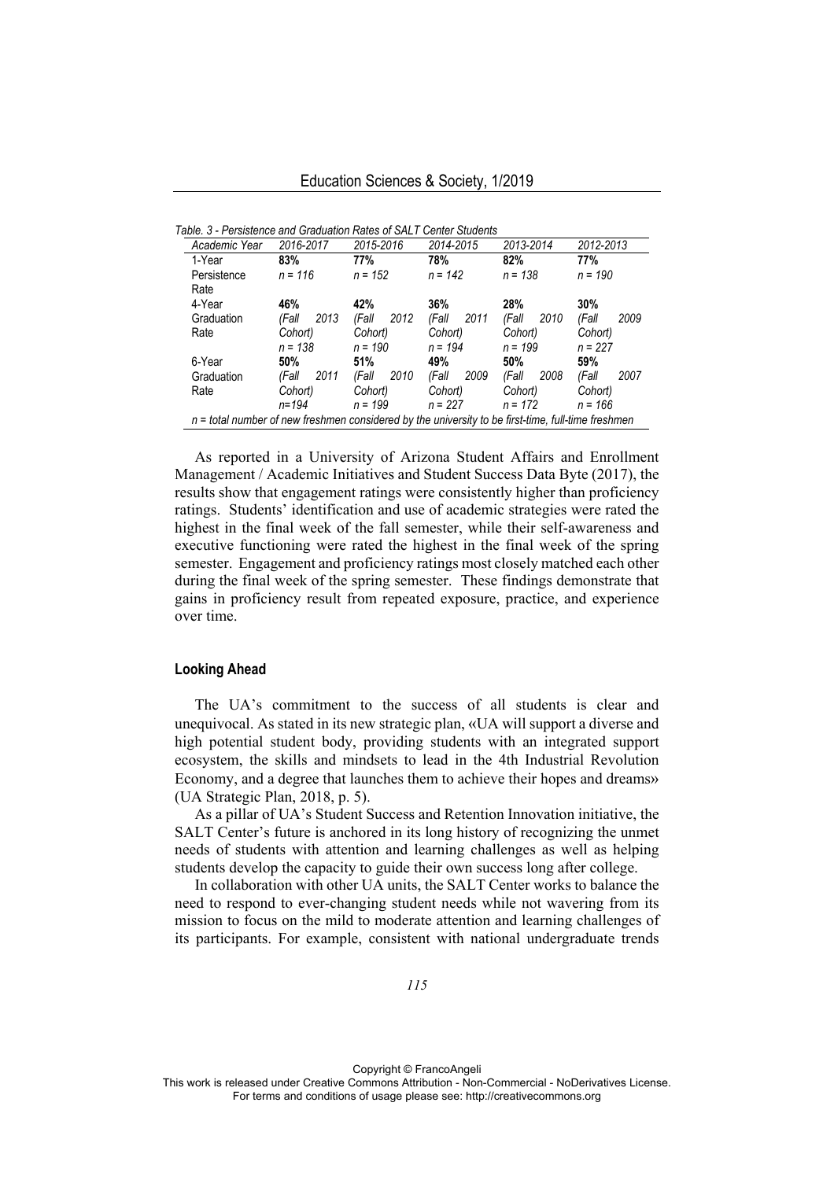*Table. 3 - Persistence and Graduation Rates of SALT Center Students*

| *Academic Year* | *2016-2017* | *2015-2016* | *2014-2015* | *2013-2014* | *2012-2013* |
|---|---|---|---|---|---|
| 1-Year Persistence Rate | **83%** *n = 116* | **77%** *n = 152* | **78%** *n = 142* | **82%** *n = 138* | **77%** *n = 190* |
| 4-Year Graduation Rate | **46%** *(Fall 2013 Cohort)* *n = 138* | **42%** *(Fall 2012 Cohort)* *n = 190* | **36%** *(Fall 2011 Cohort)* *n = 194* | **28%** *(Fall 2010 Cohort)* *n = 199* | **30%** *(Fall 2009 Cohort)* *n = 227* |
| 6-Year Graduation Rate | **50%** *(Fall 2011 Cohort)* *n=194* | **51%** *(Fall 2010 Cohort)* *n = 199* | **49%** *(Fall 2009 Cohort)* *n = 227* | **50%** *(Fall 2008 Cohort)* *n = 172* | **59%** *(Fall 2007 Cohort)* *n = 166* |

*n = total number of new freshmen considered by the university to be first-time, full-time freshmen*

As reported in a University of Arizona Student Affairs and Enrollment Management / Academic Initiatives and Student Success Data Byte (2017), the results show that engagement ratings were consistently higher than proficiency ratings. Students' identification and use of academic strategies were rated the highest in the final week of the fall semester, while their self-awareness and executive functioning were rated the highest in the final week of the spring semester. Engagement and proficiency ratings most closely matched each other during the final week of the spring semester. These findings demonstrate that gains in proficiency result from repeated exposure, practice, and experience over time.

### Looking Ahead

The UA's commitment to the success of all students is clear and unequivocal. As stated in its new strategic plan, «UA will support a diverse and high potential student body, providing students with an integrated support ecosystem, the skills and mindsets to lead in the 4th Industrial Revolution Economy, and a degree that launches them to achieve their hopes and dreams» (UA Strategic Plan, 2018, p. 5).

As a pillar of UA's Student Success and Retention Innovation initiative, the SALT Center's future is anchored in its long history of recognizing the unmet needs of students with attention and learning challenges as well as helping students develop the capacity to guide their own success long after college.

In collaboration with other UA units, the SALT Center works to balance the need to respond to ever-changing student needs while not wavering from its mission to focus on the mild to moderate attention and learning challenges of its participants. For example, consistent with national undergraduate trends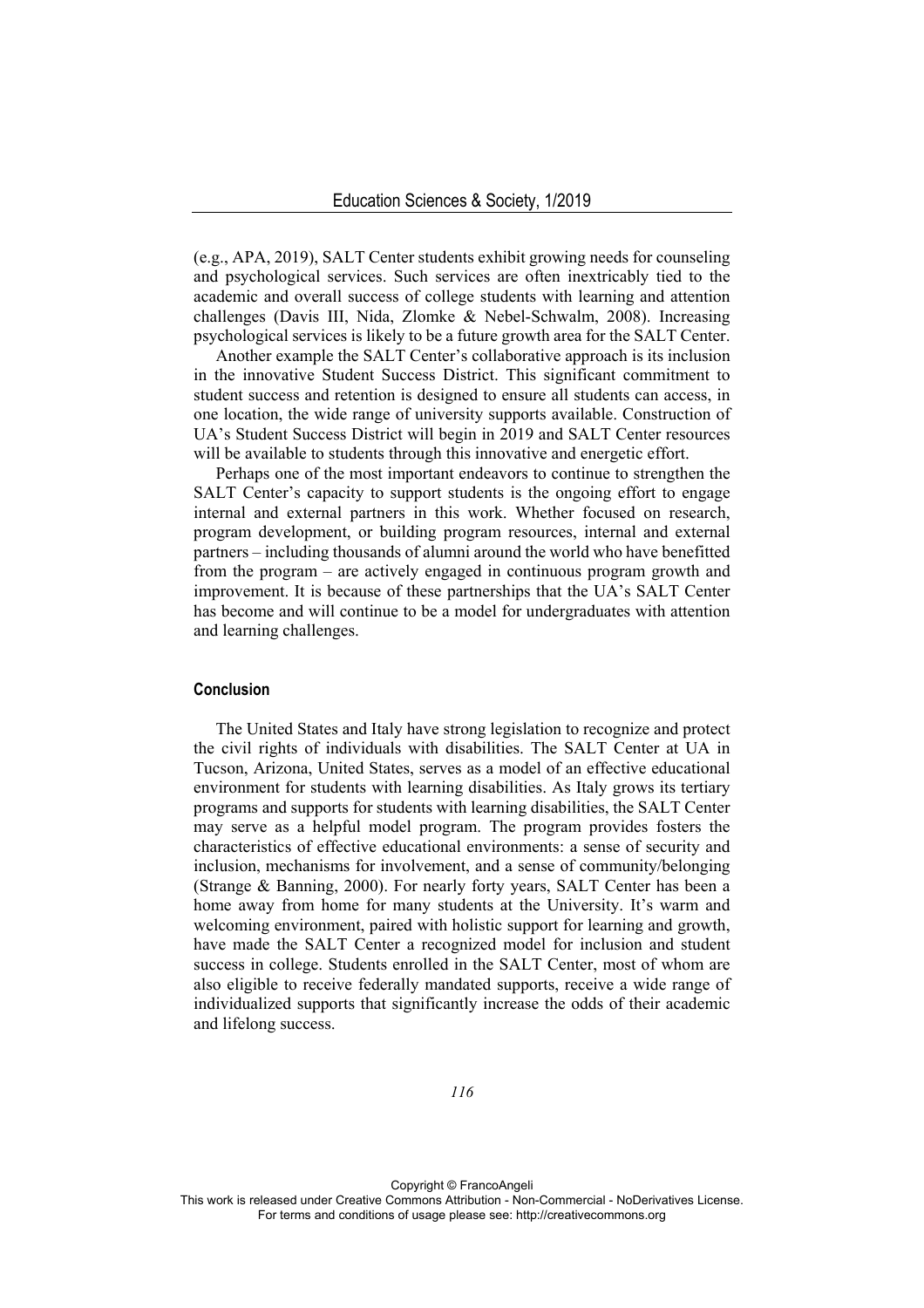(e.g., APA, 2019), SALT Center students exhibit growing needs for counseling and psychological services. Such services are often inextricably tied to the academic and overall success of college students with learning and attention challenges (Davis III, Nida, Zlomke & Nebel-Schwalm, 2008). Increasing psychological services is likely to be a future growth area for the SALT Center.

Another example the SALT Center's collaborative approach is its inclusion in the innovative Student Success District. This significant commitment to student success and retention is designed to ensure all students can access, in one location, the wide range of university supports available. Construction of UA's Student Success District will begin in 2019 and SALT Center resources will be available to students through this innovative and energetic effort.

Perhaps one of the most important endeavors to continue to strengthen the SALT Center's capacity to support students is the ongoing effort to engage internal and external partners in this work. Whether focused on research, program development, or building program resources, internal and external partners – including thousands of alumni around the world who have benefitted from the program – are actively engaged in continuous program growth and improvement. It is because of these partnerships that the UA's SALT Center has become and will continue to be a model for undergraduates with attention and learning challenges.

### Conclusion

The United States and Italy have strong legislation to recognize and protect the civil rights of individuals with disabilities. The SALT Center at UA in Tucson, Arizona, United States, serves as a model of an effective educational environment for students with learning disabilities. As Italy grows its tertiary programs and supports for students with learning disabilities, the SALT Center may serve as a helpful model program. The program provides fosters the characteristics of effective educational environments: a sense of security and inclusion, mechanisms for involvement, and a sense of community/belonging (Strange & Banning, 2000). For nearly forty years, SALT Center has been a home away from home for many students at the University. It's warm and welcoming environment, paired with holistic support for learning and growth, have made the SALT Center a recognized model for inclusion and student success in college. Students enrolled in the SALT Center, most of whom are also eligible to receive federally mandated supports, receive a wide range of individualized supports that significantly increase the odds of their academic and lifelong success.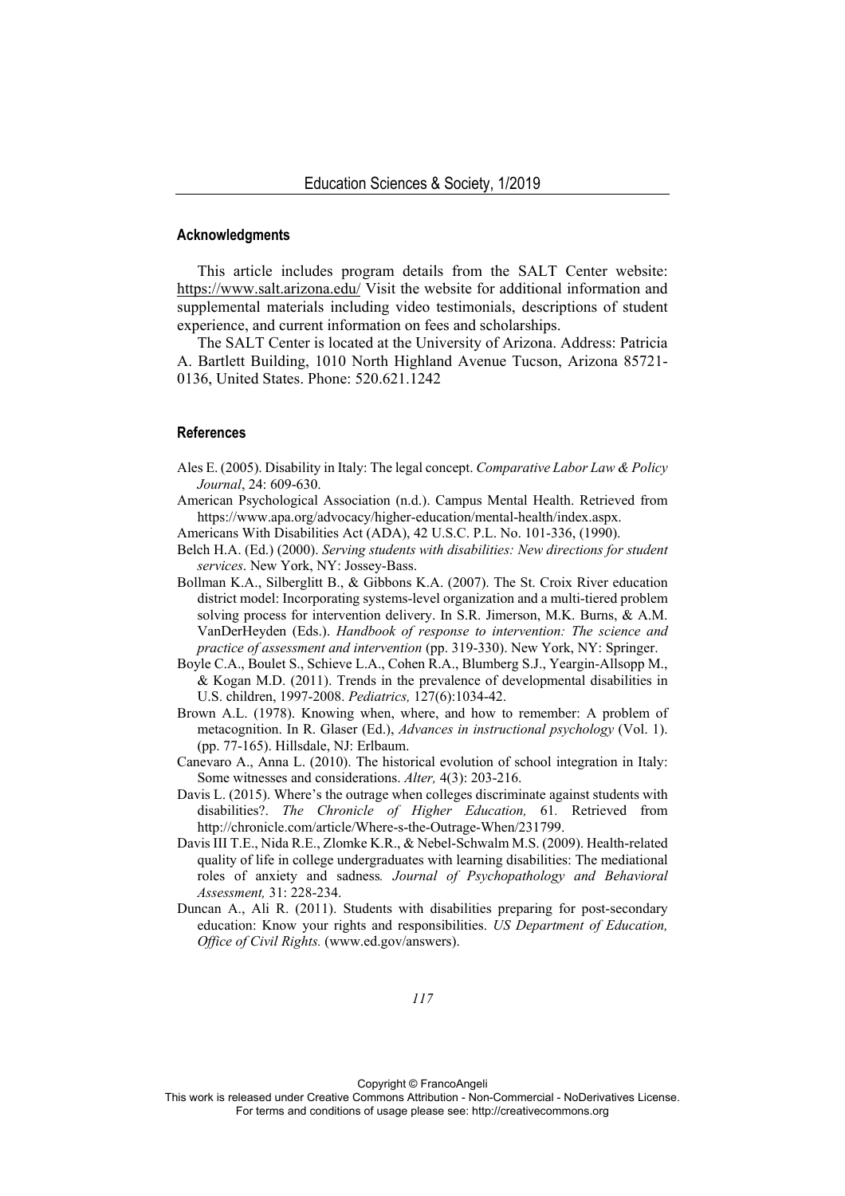## Acknowledgments

This article includes program details from the SALT Center website: https://www.salt.arizona.edu/ Visit the website for additional information and supplemental materials including video testimonials, descriptions of student experience, and current information on fees and scholarships.

The SALT Center is located at the University of Arizona. Address: Patricia A. Bartlett Building, 1010 North Highland Avenue Tucson, Arizona 85721-0136, United States. Phone: 520.621.1242

## References

Ales E. (2005). Disability in Italy: The legal concept. *Comparative Labor Law & Policy Journal*, 24: 609-630.

American Psychological Association (n.d.). Campus Mental Health. Retrieved from https://www.apa.org/advocacy/higher-education/mental-health/index.aspx.

Americans With Disabilities Act (ADA), 42 U.S.C. P.L. No. 101-336, (1990).

Belch H.A. (Ed.) (2000). *Serving students with disabilities: New directions for student services*. New York, NY: Jossey-Bass.

Bollman K.A., Silberglitt B., & Gibbons K.A. (2007). The St. Croix River education district model: Incorporating systems-level organization and a multi-tiered problem solving process for intervention delivery. In S.R. Jimerson, M.K. Burns, & A.M. VanDerHeyden (Eds.). *Handbook of response to intervention: The science and practice of assessment and intervention* (pp. 319-330). New York, NY: Springer.

Boyle C.A., Boulet S., Schieve L.A., Cohen R.A., Blumberg S.J., Yeargin-Allsopp M., & Kogan M.D. (2011). Trends in the prevalence of developmental disabilities in U.S. children, 1997-2008. *Pediatrics,* 127(6):1034-42.

Brown A.L. (1978). Knowing when, where, and how to remember: A problem of metacognition. In R. Glaser (Ed.), *Advances in instructional psychology* (Vol. 1). (pp. 77-165). Hillsdale, NJ: Erlbaum.

Canevaro A., Anna L. (2010). The historical evolution of school integration in Italy: Some witnesses and considerations. *Alter,* 4(3): 203-216.

Davis L. (2015). Where's the outrage when colleges discriminate against students with disabilities?. *The Chronicle of Higher Education,* 61. Retrieved from http://chronicle.com/article/Where-s-the-Outrage-When/231799.

Davis III T.E., Nida R.E., Zlomke K.R., & Nebel-Schwalm M.S. (2009). Health-related quality of life in college undergraduates with learning disabilities: The mediational roles of anxiety and sadness. *Journal of Psychopathology and Behavioral Assessment,* 31: 228-234.

Duncan A., Ali R. (2011). Students with disabilities preparing for post-secondary education: Know your rights and responsibilities. *US Department of Education, Office of Civil Rights.* (www.ed.gov/answers).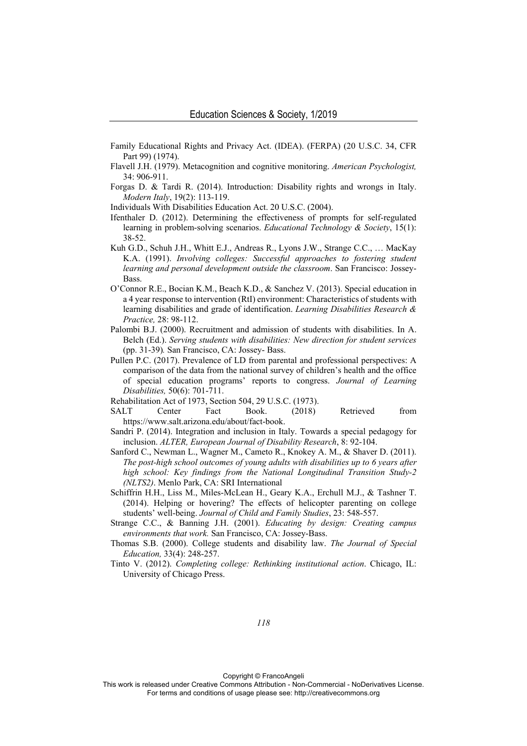Family Educational Rights and Privacy Act. (IDEA). (FERPA) (20 U.S.C. 34, CFR Part 99) (1974).

Flavell J.H. (1979). Metacognition and cognitive monitoring. *American Psychologist,* 34: 906-911.

Forgas D. & Tardi R. (2014). Introduction: Disability rights and wrongs in Italy. *Modern Italy*, 19(2): 113-119.

Individuals With Disabilities Education Act. 20 U.S.C. (2004).

Ifenthaler D. (2012). Determining the effectiveness of prompts for self-regulated learning in problem-solving scenarios. *Educational Technology & Society*, 15(1): 38-52.

Kuh G.D., Schuh J.H., Whitt E.J., Andreas R., Lyons J.W., Strange C.C., … MacKay K.A. (1991). *Involving colleges: Successful approaches to fostering student learning and personal development outside the classroom*. San Francisco: Jossey-Bass.

O'Connor R.E., Bocian K.M., Beach K.D., & Sanchez V. (2013). Special education in a 4 year response to intervention (RtI) environment: Characteristics of students with learning disabilities and grade of identification. *Learning Disabilities Research & Practice,* 28: 98-112.

Palombi B.J. (2000). Recruitment and admission of students with disabilities. In A. Belch (Ed.). *Serving students with disabilities: New direction for student services* (pp. 31-39)*.* San Francisco, CA: Jossey- Bass.

Pullen P.C. (2017). Prevalence of LD from parental and professional perspectives: A comparison of the data from the national survey of children's health and the office of special education programs' reports to congress. *Journal of Learning Disabilities,* 50(6): 701-711.

Rehabilitation Act of 1973, Section 504, 29 U.S.C. (1973).

SALT Center Fact Book. (2018) Retrieved from https://www.salt.arizona.edu/about/fact-book.

Sandri P. (2014). Integration and inclusion in Italy. Towards a special pedagogy for inclusion. *ALTER, European Journal of Disability Research*, 8: 92-104.

Sanford C., Newman L., Wagner M., Cameto R., Knokey A. M., & Shaver D. (2011). *The post-high school outcomes of young adults with disabilities up to 6 years after high school: Key findings from the National Longitudinal Transition Study-2 (NLTS2)*. Menlo Park, CA: SRI International

Schiffrin H.H., Liss M., Miles-McLean H., Geary K.A., Erchull M.J., & Tashner T. (2014). Helping or hovering? The effects of helicopter parenting on college students' well-being. *Journal of Child and Family Studies*, 23: 548-557.

Strange C.C., & Banning J.H. (2001). *Educating by design: Creating campus environments that work.* San Francisco, CA: Jossey-Bass.

Thomas S.B. (2000). College students and disability law. *The Journal of Special Education,* 33(4): 248-257.

Tinto V. (2012). *Completing college: Rethinking institutional action*. Chicago, IL: University of Chicago Press.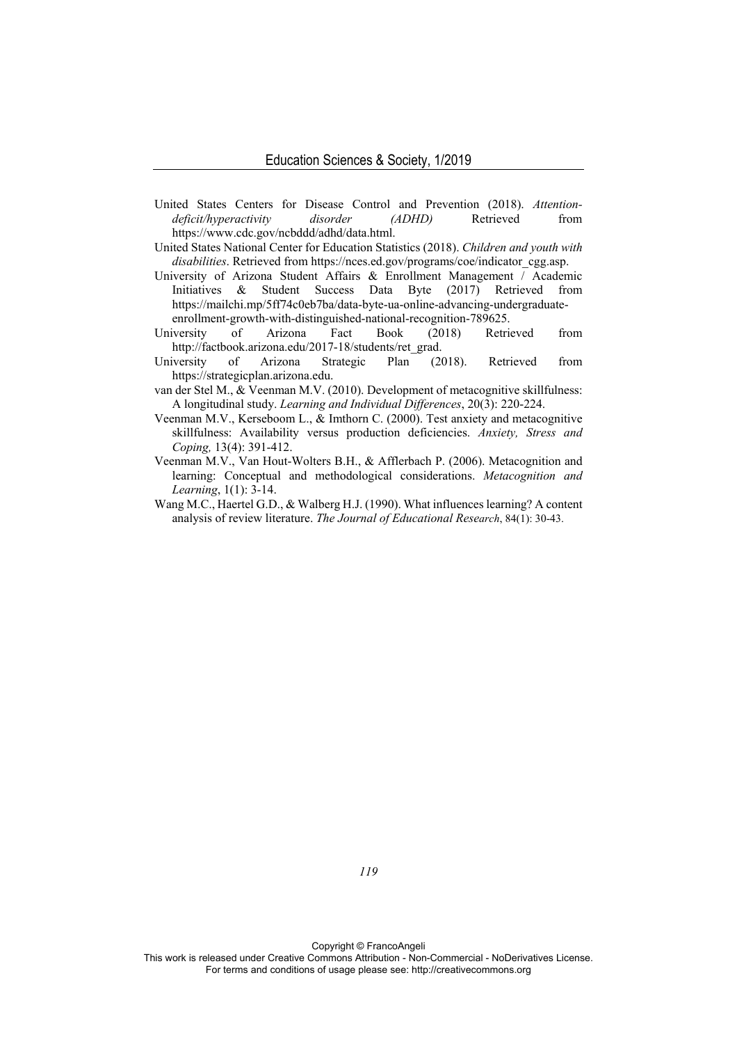United States Centers for Disease Control and Prevention (2018). *Attention-deficit/hyperactivity disorder (ADHD)* Retrieved from https://www.cdc.gov/ncbddd/adhd/data.html.

United States National Center for Education Statistics (2018). *Children and youth with disabilities*. Retrieved from https://nces.ed.gov/programs/coe/indicator_cgg.asp.

University of Arizona Student Affairs & Enrollment Management / Academic Initiatives & Student Success Data Byte (2017) Retrieved from https://mailchi.mp/5ff74c0eb7ba/data-byte-ua-online-advancing-undergraduate-enrollment-growth-with-distinguished-national-recognition-789625.

University of Arizona Fact Book (2018) Retrieved from http://factbook.arizona.edu/2017-18/students/ret_grad.

University of Arizona Strategic Plan (2018). Retrieved from https://strategicplan.arizona.edu.

van der Stel M., & Veenman M.V. (2010). Development of metacognitive skillfulness: A longitudinal study. *Learning and Individual Differences*, 20(3): 220-224.

Veenman M.V., Kerseboom L., & Imthorn C. (2000). Test anxiety and metacognitive skillfulness: Availability versus production deficiencies. *Anxiety, Stress and Coping,* 13(4): 391-412.

Veenman M.V., Van Hout-Wolters B.H., & Afflerbach P. (2006). Metacognition and learning: Conceptual and methodological considerations. *Metacognition and Learning*, 1(1): 3-14.

Wang M.C., Haertel G.D., & Walberg H.J. (1990). What influences learning? A content analysis of review literature. *The Journal of Educational Research*, 84(1): 30-43.